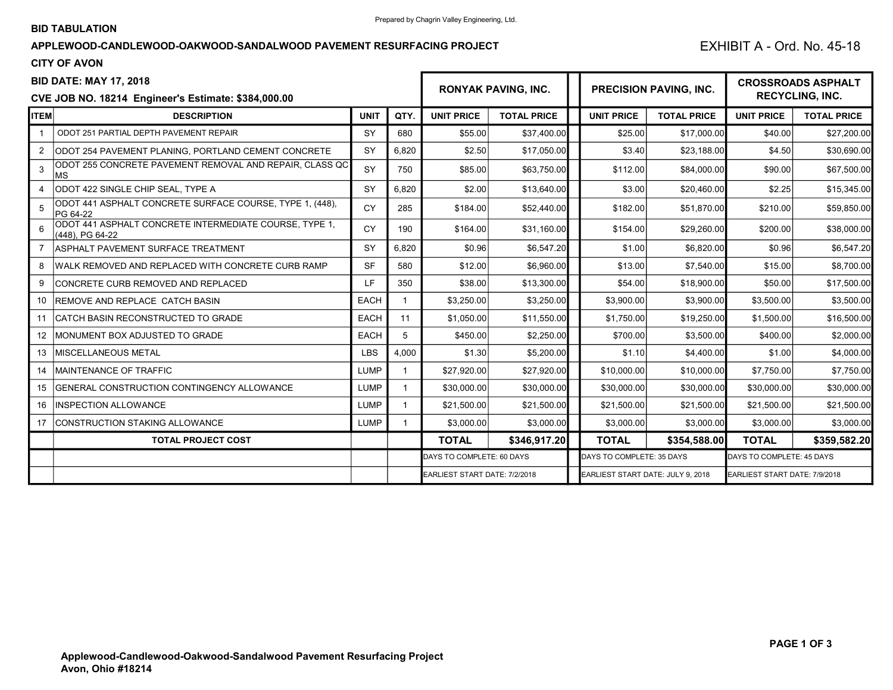Prepared by Chagrin Valley Engineering, Ltd.

**BID TABULATION**

**APPLEWOOD-CANDLEWOOD-OAKWOOD-SANDALWOOD PAVEMENT RESURFACING PROJECT**

EXHIBIT A - Ord. No. 45-18

**CITY OF AVON**

**BID DATE: MAY 17, 2018**

**CVE JOB NO. 18214 Engineer's Estimate: $384,000.00**

| ITEM | DESCRIPTION | UNIT | QTY. | RONYAK PAVING, INC. | | PRECISION PAVING, INC. | | CROSSROADS ASPHALT RECYCLING, INC. | |
|---|---|---|---|---|---|---|---|---|---|
| | | | | UNIT PRICE | TOTAL PRICE | UNIT PRICE | TOTAL PRICE | UNIT PRICE | TOTAL PRICE |
| 1 | ODOT 251 PARTIAL DEPTH PAVEMENT REPAIR | SY | 680 | $55.00 | $37,400.00 | $25.00 | $17,000.00 | $40.00 | $27,200.00 |
| 2 | ODOT 254 PAVEMENT PLANING, PORTLAND CEMENT CONCRETE | SY | 6,820 | $2.50 | $17,050.00 | $3.40 | $23,188.00 | $4.50 | $30,690.00 |
| 3 | ODOT 255 CONCRETE PAVEMENT REMOVAL AND REPAIR, CLASS QC MS | SY | 750 | $85.00 | $63,750.00 | $112.00 | $84,000.00 | $90.00 | $67,500.00 |
| 4 | ODOT 422 SINGLE CHIP SEAL, TYPE A | SY | 6,820 | $2.00 | $13,640.00 | $3.00 | $20,460.00 | $2.25 | $15,345.00 |
| 5 | ODOT 441 ASPHALT CONCRETE SURFACE COURSE, TYPE 1, (448), PG 64-22 | CY | 285 | $184.00 | $52,440.00 | $182.00 | $51,870.00 | $210.00 | $59,850.00 |
| 6 | ODOT 441 ASPHALT CONCRETE INTERMEDIATE COURSE, TYPE 1, (448), PG 64-22 | CY | 190 | $164.00 | $31,160.00 | $154.00 | $29,260.00 | $200.00 | $38,000.00 |
| 7 | ASPHALT PAVEMENT SURFACE TREATMENT | SY | 6,820 | $0.96 | $6,547.20 | $1.00 | $6,820.00 | $0.96 | $6,547.20 |
| 8 | WALK REMOVED AND REPLACED WITH CONCRETE CURB RAMP | SF | 580 | $12.00 | $6,960.00 | $13.00 | $7,540.00 | $15.00 | $8,700.00 |
| 9 | CONCRETE CURB REMOVED AND REPLACED | LF | 350 | $38.00 | $13,300.00 | $54.00 | $18,900.00 | $50.00 | $17,500.00 |
| 10 | REMOVE AND REPLACE CATCH BASIN | EACH | 1 | $3,250.00 | $3,250.00 | $3,900.00 | $3,900.00 | $3,500.00 | $3,500.00 |
| 11 | CATCH BASIN RECONSTRUCTED TO GRADE | EACH | 11 | $1,050.00 | $11,550.00 | $1,750.00 | $19,250.00 | $1,500.00 | $16,500.00 |
| 12 | MONUMENT BOX ADJUSTED TO GRADE | EACH | 5 | $450.00 | $2,250.00 | $700.00 | $3,500.00 | $400.00 | $2,000.00 |
| 13 | MISCELLANEOUS METAL | LBS | 4,000 | $1.30 | $5,200.00 | $1.10 | $4,400.00 | $1.00 | $4,000.00 |
| 14 | MAINTENANCE OF TRAFFIC | LUMP | 1 | $27,920.00 | $27,920.00 | $10,000.00 | $10,000.00 | $7,750.00 | $7,750.00 |
| 15 | GENERAL CONSTRUCTION CONTINGENCY ALLOWANCE | LUMP | 1 | $30,000.00 | $30,000.00 | $30,000.00 | $30,000.00 | $30,000.00 | $30,000.00 |
| 16 | INSPECTION ALLOWANCE | LUMP | 1 | $21,500.00 | $21,500.00 | $21,500.00 | $21,500.00 | $21,500.00 | $21,500.00 |
| 17 | CONSTRUCTION STAKING ALLOWANCE | LUMP | 1 | $3,000.00 | $3,000.00 | $3,000.00 | $3,000.00 | $3,000.00 | $3,000.00 |
| | **TOTAL PROJECT COST** | | | **TOTAL** | **$346,917.20** | **TOTAL** | **$354,588.00** | **TOTAL** | **$359,582.20** |
| | | | | DAYS TO COMPLETE: 60 DAYS | | DAYS TO COMPLETE: 35 DAYS | | DAYS TO COMPLETE: 45 DAYS | |
| | | | | EARLIEST START DATE: 7/2/2018 | | EARLIEST START DATE: JULY 9, 2018 | | EARLIEST START DATE: 7/9/2018 | |

**Applewood-Candlewood-Oakwood-Sandalwood Pavement Resurfacing Project**
**Avon, Ohio #18214**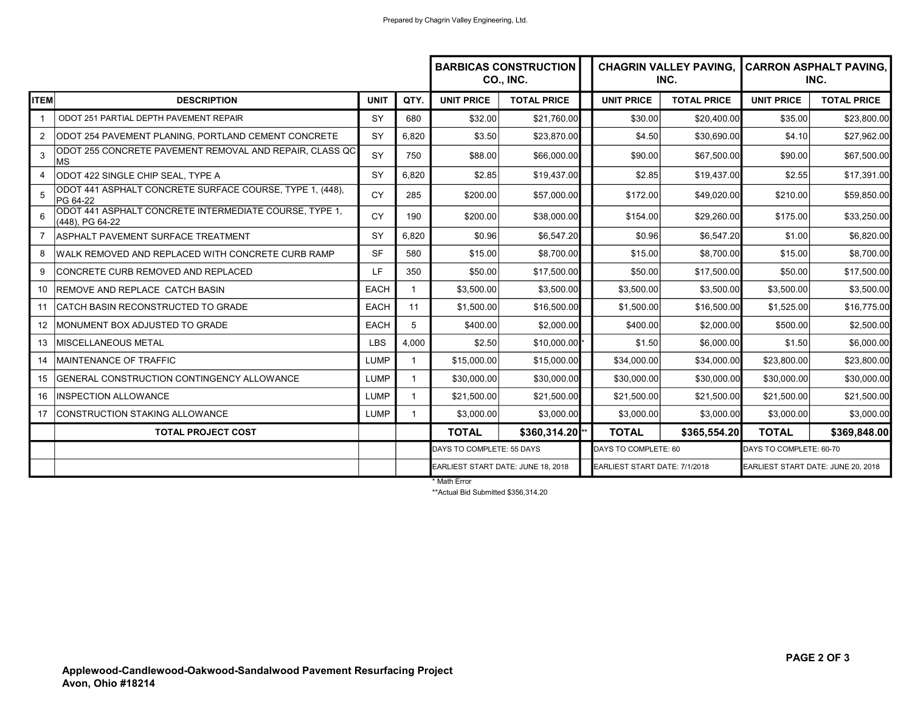Prepared by Chagrin Valley Engineering, Ltd.

| ITEM | DESCRIPTION | UNIT | QTY. | BARBICAS CONSTRUCTION CO., INC. | | CHAGRIN VALLEY PAVING, INC. | | CARRON ASPHALT PAVING, INC. | |
|---|---|---|---|---|---|---|---|---|---|
| | | | | UNIT PRICE | TOTAL PRICE | UNIT PRICE | TOTAL PRICE | UNIT PRICE | TOTAL PRICE |
| 1 | ODOT 251 PARTIAL DEPTH PAVEMENT REPAIR | SY | 680 | $32.00 | $21,760.00 | $30.00 | $20,400.00 | $35.00 | $23,800.00 |
| 2 | ODOT 254 PAVEMENT PLANING, PORTLAND CEMENT CONCRETE | SY | 6,820 | $3.50 | $23,870.00 | $4.50 | $30,690.00 | $4.10 | $27,962.00 |
| 3 | ODOT 255 CONCRETE PAVEMENT REMOVAL AND REPAIR, CLASS QC MS | SY | 750 | $88.00 | $66,000.00 | $90.00 | $67,500.00 | $90.00 | $67,500.00 |
| 4 | ODOT 422 SINGLE CHIP SEAL, TYPE A | SY | 6,820 | $2.85 | $19,437.00 | $2.85 | $19,437.00 | $2.55 | $17,391.00 |
| 5 | ODOT 441 ASPHALT CONCRETE SURFACE COURSE, TYPE 1, (448), PG 64-22 | CY | 285 | $200.00 | $57,000.00 | $172.00 | $49,020.00 | $210.00 | $59,850.00 |
| 6 | ODOT 441 ASPHALT CONCRETE INTERMEDIATE COURSE, TYPE 1, (448), PG 64-22 | CY | 190 | $200.00 | $38,000.00 | $154.00 | $29,260.00 | $175.00 | $33,250.00 |
| 7 | ASPHALT PAVEMENT SURFACE TREATMENT | SY | 6,820 | $0.96 | $6,547.20 | $0.96 | $6,547.20 | $1.00 | $6,820.00 |
| 8 | WALK REMOVED AND REPLACED WITH CONCRETE CURB RAMP | SF | 580 | $15.00 | $8,700.00 | $15.00 | $8,700.00 | $15.00 | $8,700.00 |
| 9 | CONCRETE CURB REMOVED AND REPLACED | LF | 350 | $50.00 | $17,500.00 | $50.00 | $17,500.00 | $50.00 | $17,500.00 |
| 10 | REMOVE AND REPLACE CATCH BASIN | EACH | 1 | $3,500.00 | $3,500.00 | $3,500.00 | $3,500.00 | $3,500.00 | $3,500.00 |
| 11 | CATCH BASIN RECONSTRUCTED TO GRADE | EACH | 11 | $1,500.00 | $16,500.00 | $1,500.00 | $16,500.00 | $1,525.00 | $16,775.00 |
| 12 | MONUMENT BOX ADJUSTED TO GRADE | EACH | 5 | $400.00 | $2,000.00 | $400.00 | $2,000.00 | $500.00 | $2,500.00 |
| 13 | MISCELLANEOUS METAL | LBS | 4,000 | $2.50 | $10,000.00 * | $1.50 | $6,000.00 | $1.50 | $6,000.00 |
| 14 | MAINTENANCE OF TRAFFIC | LUMP | 1 | $15,000.00 | $15,000.00 | $34,000.00 | $34,000.00 | $23,800.00 | $23,800.00 |
| 15 | GENERAL CONSTRUCTION CONTINGENCY ALLOWANCE | LUMP | 1 | $30,000.00 | $30,000.00 | $30,000.00 | $30,000.00 | $30,000.00 | $30,000.00 |
| 16 | INSPECTION ALLOWANCE | LUMP | 1 | $21,500.00 | $21,500.00 | $21,500.00 | $21,500.00 | $21,500.00 | $21,500.00 |
| 17 | CONSTRUCTION STAKING ALLOWANCE | LUMP | 1 | $3,000.00 | $3,000.00 | $3,000.00 | $3,000.00 | $3,000.00 | $3,000.00 |
| | **TOTAL PROJECT COST** | | | **TOTAL** | **$360,314.20** ** | **TOTAL** | **$365,554.20** | **TOTAL** | **$369,848.00** |
| | | | | DAYS TO COMPLETE: 55 DAYS | | DAYS TO COMPLETE: 60 | | DAYS TO COMPLETE: 60-70 | |
| | | | | EARLIEST START DATE: JUNE 18, 2018 | | EARLIEST START DATE: 7/1/2018 | | EARLIEST START DATE: JUNE 20, 2018 | |

\* Math Error

\*\*Actual Bid Submitted $356,314.20

**Applewood-Candlewood-Oakwood-Sandalwood Pavement Resurfacing Project**
**Avon, Ohio #18214**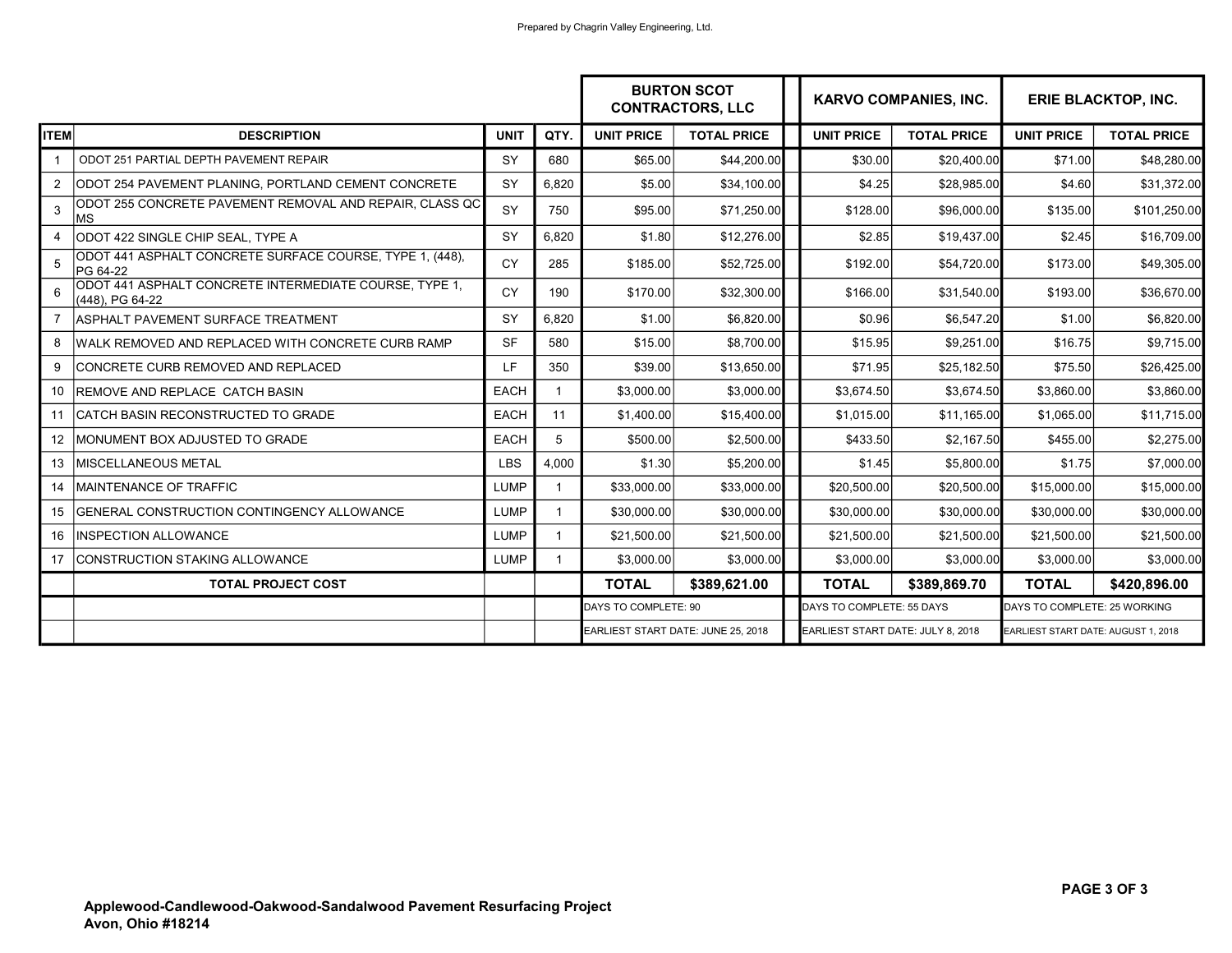Prepared by Chagrin Valley Engineering, Ltd.

| ITEM | DESCRIPTION | UNIT | QTY. | BURTON SCOT CONTRACTORS, LLC | | KARVO COMPANIES, INC. | | ERIE BLACKTOP, INC. | |
|---|---|---|---|---|---|---|---|---|---|
| | | | | UNIT PRICE | TOTAL PRICE | UNIT PRICE | TOTAL PRICE | UNIT PRICE | TOTAL PRICE |
| 1 | ODOT 251 PARTIAL DEPTH PAVEMENT REPAIR | SY | 680 | $65.00 | $44,200.00 | $30.00 | $20,400.00 | $71.00 | $48,280.00 |
| 2 | ODOT 254 PAVEMENT PLANING, PORTLAND CEMENT CONCRETE | SY | 6,820 | $5.00 | $34,100.00 | $4.25 | $28,985.00 | $4.60 | $31,372.00 |
| 3 | ODOT 255 CONCRETE PAVEMENT REMOVAL AND REPAIR, CLASS QC MS | SY | 750 | $95.00 | $71,250.00 | $128.00 | $96,000.00 | $135.00 | $101,250.00 |
| 4 | ODOT 422 SINGLE CHIP SEAL, TYPE A | SY | 6,820 | $1.80 | $12,276.00 | $2.85 | $19,437.00 | $2.45 | $16,709.00 |
| 5 | ODOT 441 ASPHALT CONCRETE SURFACE COURSE, TYPE 1, (448), PG 64-22 | CY | 285 | $185.00 | $52,725.00 | $192.00 | $54,720.00 | $173.00 | $49,305.00 |
| 6 | ODOT 441 ASPHALT CONCRETE INTERMEDIATE COURSE, TYPE 1, (448), PG 64-22 | CY | 190 | $170.00 | $32,300.00 | $166.00 | $31,540.00 | $193.00 | $36,670.00 |
| 7 | ASPHALT PAVEMENT SURFACE TREATMENT | SY | 6,820 | $1.00 | $6,820.00 | $0.96 | $6,547.20 | $1.00 | $6,820.00 |
| 8 | WALK REMOVED AND REPLACED WITH CONCRETE CURB RAMP | SF | 580 | $15.00 | $8,700.00 | $15.95 | $9,251.00 | $16.75 | $9,715.00 |
| 9 | CONCRETE CURB REMOVED AND REPLACED | LF | 350 | $39.00 | $13,650.00 | $71.95 | $25,182.50 | $75.50 | $26,425.00 |
| 10 | REMOVE AND REPLACE CATCH BASIN | EACH | 1 | $3,000.00 | $3,000.00 | $3,674.50 | $3,674.50 | $3,860.00 | $3,860.00 |
| 11 | CATCH BASIN RECONSTRUCTED TO GRADE | EACH | 11 | $1,400.00 | $15,400.00 | $1,015.00 | $11,165.00 | $1,065.00 | $11,715.00 |
| 12 | MONUMENT BOX ADJUSTED TO GRADE | EACH | 5 | $500.00 | $2,500.00 | $433.50 | $2,167.50 | $455.00 | $2,275.00 |
| 13 | MISCELLANEOUS METAL | LBS | 4,000 | $1.30 | $5,200.00 | $1.45 | $5,800.00 | $1.75 | $7,000.00 |
| 14 | MAINTENANCE OF TRAFFIC | LUMP | 1 | $33,000.00 | $33,000.00 | $20,500.00 | $20,500.00 | $15,000.00 | $15,000.00 |
| 15 | GENERAL CONSTRUCTION CONTINGENCY ALLOWANCE | LUMP | 1 | $30,000.00 | $30,000.00 | $30,000.00 | $30,000.00 | $30,000.00 | $30,000.00 |
| 16 | INSPECTION ALLOWANCE | LUMP | 1 | $21,500.00 | $21,500.00 | $21,500.00 | $21,500.00 | $21,500.00 | $21,500.00 |
| 17 | CONSTRUCTION STAKING ALLOWANCE | LUMP | 1 | $3,000.00 | $3,000.00 | $3,000.00 | $3,000.00 | $3,000.00 | $3,000.00 |
| | **TOTAL PROJECT COST** | | | **TOTAL** | **$389,621.00** | **TOTAL** | **$389,869.70** | **TOTAL** | **$420,896.00** |
| | | | | DAYS TO COMPLETE: 90 | | DAYS TO COMPLETE: 55 DAYS | | DAYS TO COMPLETE: 25 WORKING | |
| | | | | EARLIEST START DATE: JUNE 25, 2018 | | EARLIEST START DATE: JULY 8, 2018 | | EARLIEST START DATE: AUGUST 1, 2018 | |

**Applewood-Candlewood-Oakwood-Sandalwood Pavement Resurfacing Project**
**Avon, Ohio #18214**